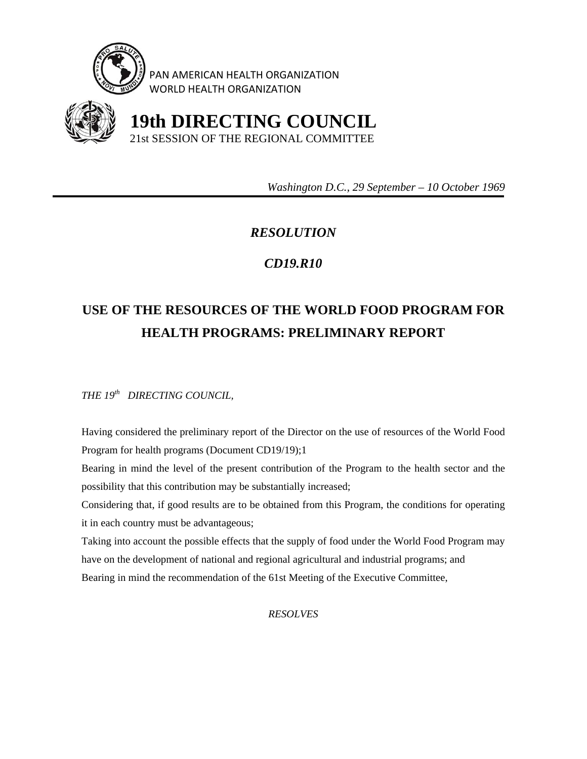PAN AMERICAN HEALTH ORGANIZATION
WORLD HEALTH ORGANIZATION

# 19th DIRECTING COUNCIL

21st SESSION OF THE REGIONAL COMMITTEE

*Washington D.C., 29 September – 10 October 1969*

---

## *RESOLUTION*

## *CD19.R10*

## USE OF THE RESOURCES OF THE WORLD FOOD PROGRAM FOR HEALTH PROGRAMS: PRELIMINARY REPORT

*THE 19th DIRECTING COUNCIL,*

Having considered the preliminary report of the Director on the use of resources of the World Food Program for health programs (Document CD19/19);1

Bearing in mind the level of the present contribution of the Program to the health sector and the possibility that this contribution may be substantially increased;

Considering that, if good results are to be obtained from this Program, the conditions for operating it in each country must be advantageous;

Taking into account the possible effects that the supply of food under the World Food Program may have on the development of national and regional agricultural and industrial programs; and

Bearing in mind the recommendation of the 61st Meeting of the Executive Committee,

*RESOLVES*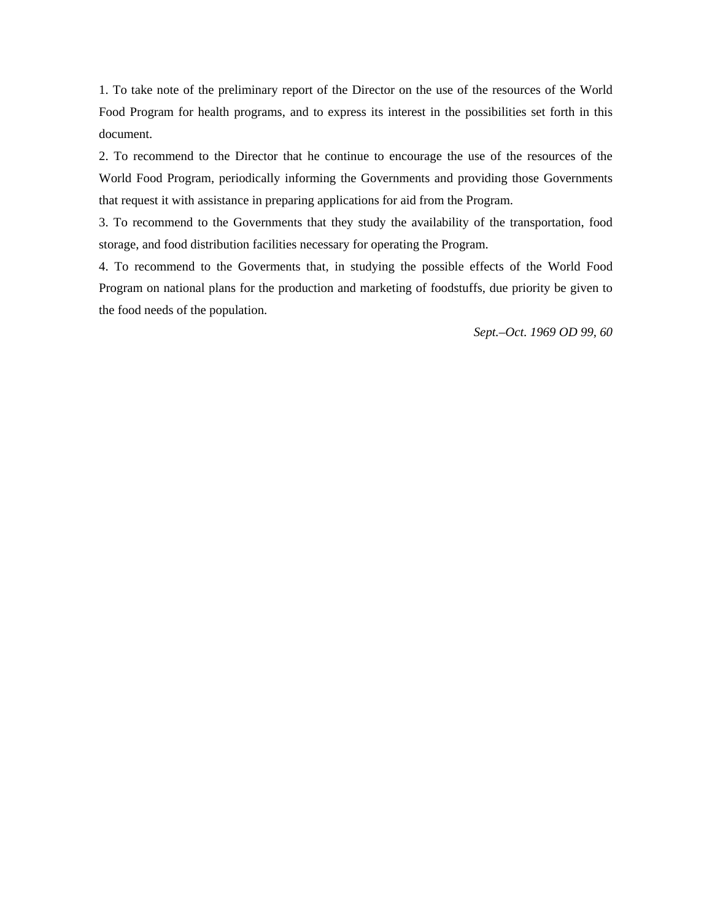1. To take note of the preliminary report of the Director on the use of the resources of the World Food Program for health programs, and to express its interest in the possibilities set forth in this document.

2. To recommend to the Director that he continue to encourage the use of the resources of the World Food Program, periodically informing the Governments and providing those Governments that request it with assistance in preparing applications for aid from the Program.

3. To recommend to the Governments that they study the availability of the transportation, food storage, and food distribution facilities necessary for operating the Program.

4. To recommend to the Goverments that, in studying the possible effects of the World Food Program on national plans for the production and marketing of foodstuffs, due priority be given to the food needs of the population.

*Sept.–Oct. 1969 OD 99, 60*